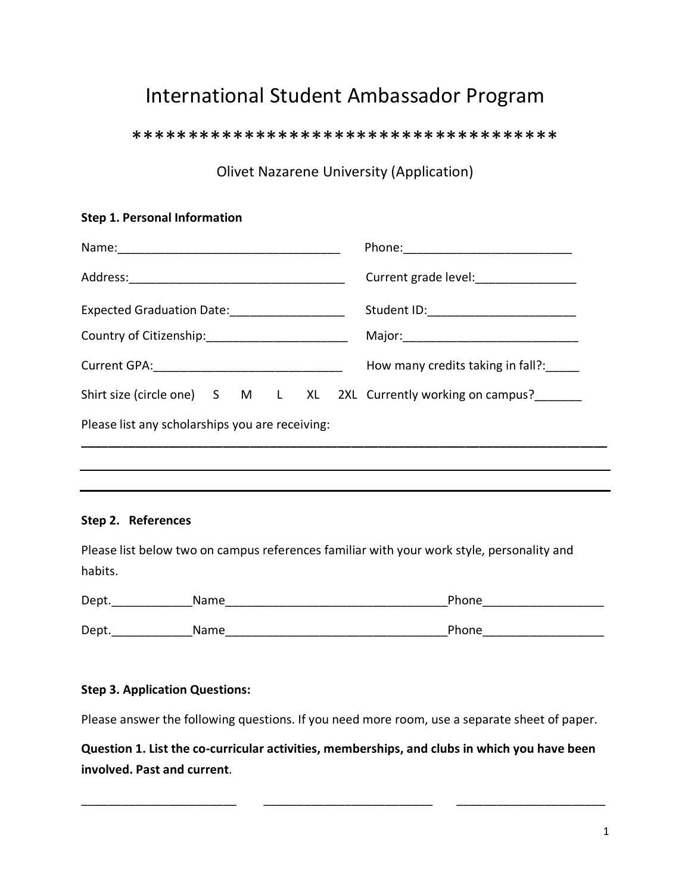# International Student Ambassador Program

*************************************

Olivet Nazarene University (Application)

**Step 1. Personal Information**

Name:_________________________________ Phone:_________________________

Address:_________________________________ Current grade level:_______________

Expected Graduation Date:_________________ Student ID:______________________

Country of Citizenship:_____________________ Major:__________________________

Current GPA:____________________________ How many credits taking in fall?:_____

Shirt size (circle one) S M L XL 2XL Currently working on campus?_______

Please list any scholarships you are receiving:

_______________________________________________________________________________

_______________________________________________________________________________

_______________________________________________________________________________

**Step 2. References**

Please list below two on campus references familiar with your work style, personality and habits.

Dept.____________Name_________________________________Phone__________________

Dept.____________Name_________________________________Phone__________________

**Step 3. Application Questions:**

Please answer the following questions. If you need more room, use a separate sheet of paper.

**Question 1. List the co-curricular activities, memberships, and clubs in which you have been involved. Past and current**.

_______________________ _________________________ ______________________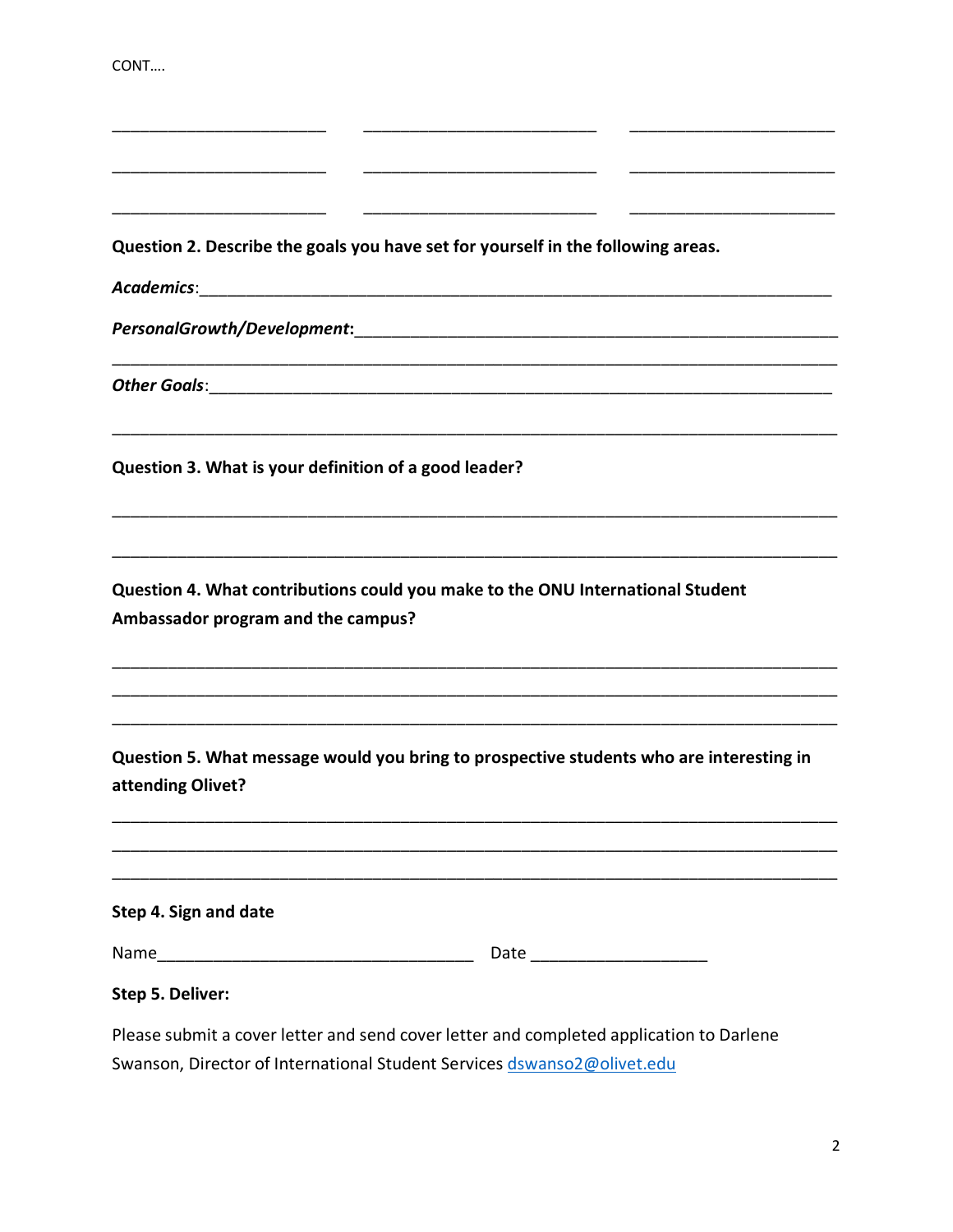CONT….

| | | |
|---|---|---|
| ________________________ | __________________________ | ______________________ |
| ________________________ | __________________________ | ______________________ |
| ________________________ | __________________________ | ______________________ |

**Question 2. Describe the goals you have set for yourself in the following areas.**

***Academics***:_______________________________________________________________________

***PersonalGrowth/Development*:**_______________________________________________________

_____________________________________________________________________________

***Other Goals***:_______________________________________________________________________

_____________________________________________________________________________

**Question 3. What is your definition of a good leader?**

_____________________________________________________________________________

_____________________________________________________________________________

**Question 4. What contributions could you make to the ONU International Student Ambassador program and the campus?**

_____________________________________________________________________________

_____________________________________________________________________________

_____________________________________________________________________________

**Question 5. What message would you bring to prospective students who are interesting in attending Olivet?**

_____________________________________________________________________________

_____________________________________________________________________________

_____________________________________________________________________________

**Step 4. Sign and date**

Name__________________________________ Date ___________________

**Step 5. Deliver:**

Please submit a cover letter and send cover letter and completed application to Darlene Swanson, Director of International Student Services dswanso2@olivet.edu